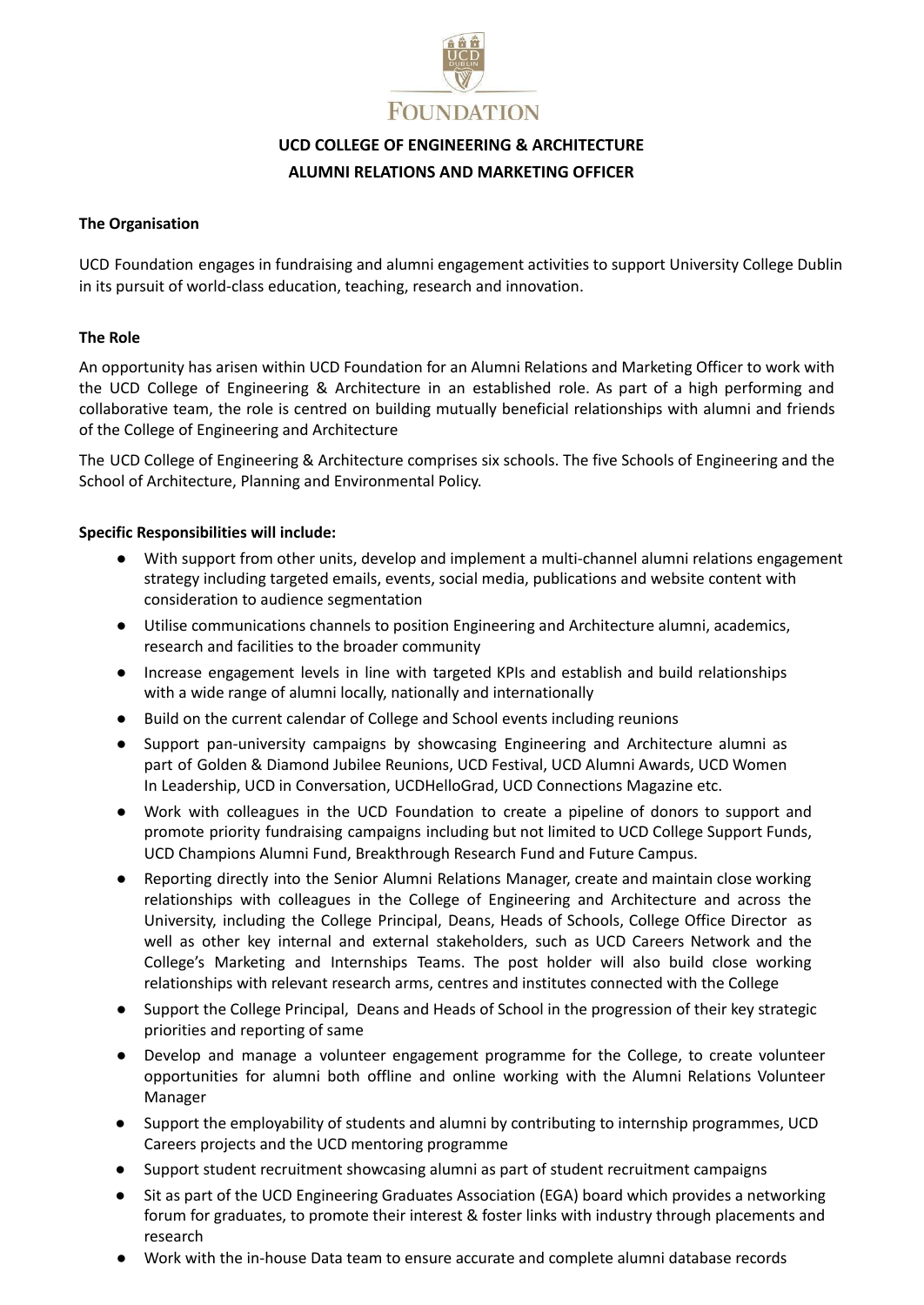FOUNDATION

**UCD COLLEGE OF ENGINEERING & ARCHITECTURE**

**ALUMNI RELATIONS AND MARKETING OFFICER**

**The Organisation**

UCD Foundation engages in fundraising and alumni engagement activities to support University College Dublin in its pursuit of world-class education, teaching, research and innovation.

**The Role**

An opportunity has arisen within UCD Foundation for an Alumni Relations and Marketing Officer to work with the UCD College of Engineering & Architecture in an established role. As part of a high performing and collaborative team, the role is centred on building mutually beneficial relationships with alumni and friends of the College of Engineering and Architecture

The UCD College of Engineering & Architecture comprises six schools. The five Schools of Engineering and the School of Architecture, Planning and Environmental Policy.

**Specific Responsibilities will include:**

- With support from other units, develop and implement a multi-channel alumni relations engagement strategy including targeted emails, events, social media, publications and website content with consideration to audience segmentation
- Utilise communications channels to position Engineering and Architecture alumni, academics, research and facilities to the broader community
- Increase engagement levels in line with targeted KPIs and establish and build relationships with a wide range of alumni locally, nationally and internationally
- Build on the current calendar of College and School events including reunions
- Support pan-university campaigns by showcasing Engineering and Architecture alumni as part of Golden & Diamond Jubilee Reunions, UCD Festival, UCD Alumni Awards, UCD Women In Leadership, UCD in Conversation, UCDHelloGrad, UCD Connections Magazine etc.
- Work with colleagues in the UCD Foundation to create a pipeline of donors to support and promote priority fundraising campaigns including but not limited to UCD College Support Funds, UCD Champions Alumni Fund, Breakthrough Research Fund and Future Campus.
- Reporting directly into the Senior Alumni Relations Manager, create and maintain close working relationships with colleagues in the College of Engineering and Architecture and across the University, including the College Principal, Deans, Heads of Schools, College Office Director as well as other key internal and external stakeholders, such as UCD Careers Network and the College's Marketing and Internships Teams. The post holder will also build close working relationships with relevant research arms, centres and institutes connected with the College
- Support the College Principal, Deans and Heads of School in the progression of their key strategic priorities and reporting of same
- Develop and manage a volunteer engagement programme for the College, to create volunteer opportunities for alumni both offline and online working with the Alumni Relations Volunteer Manager
- Support the employability of students and alumni by contributing to internship programmes, UCD Careers projects and the UCD mentoring programme
- Support student recruitment showcasing alumni as part of student recruitment campaigns
- Sit as part of the UCD Engineering Graduates Association (EGA) board which provides a networking forum for graduates, to promote their interest & foster links with industry through placements and research
- Work with the in-house Data team to ensure accurate and complete alumni database records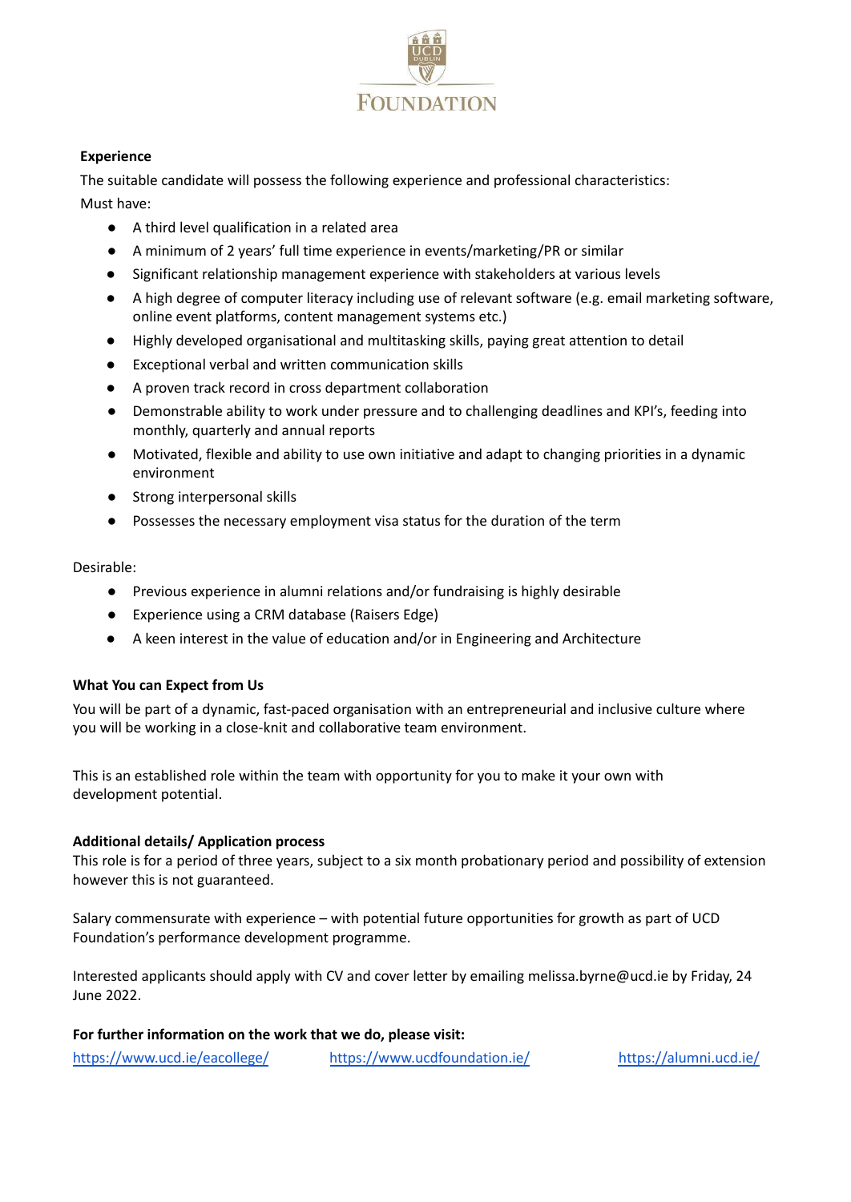**Experience**

The suitable candidate will possess the following experience and professional characteristics:

Must have:

- A third level qualification in a related area
- A minimum of 2 years' full time experience in events/marketing/PR or similar
- Significant relationship management experience with stakeholders at various levels
- A high degree of computer literacy including use of relevant software (e.g. email marketing software, online event platforms, content management systems etc.)
- Highly developed organisational and multitasking skills, paying great attention to detail
- Exceptional verbal and written communication skills
- A proven track record in cross department collaboration
- Demonstrable ability to work under pressure and to challenging deadlines and KPI's, feeding into monthly, quarterly and annual reports
- Motivated, flexible and ability to use own initiative and adapt to changing priorities in a dynamic environment
- Strong interpersonal skills
- Possesses the necessary employment visa status for the duration of the term

Desirable:

- Previous experience in alumni relations and/or fundraising is highly desirable
- Experience using a CRM database (Raisers Edge)
- A keen interest in the value of education and/or in Engineering and Architecture

**What You can Expect from Us**

You will be part of a dynamic, fast-paced organisation with an entrepreneurial and inclusive culture where you will be working in a close-knit and collaborative team environment.

This is an established role within the team with opportunity for you to make it your own with development potential.

**Additional details/ Application process**

This role is for a period of three years, subject to a six month probationary period and possibility of extension however this is not guaranteed.

Salary commensurate with experience – with potential future opportunities for growth as part of UCD Foundation's performance development programme.

Interested applicants should apply with CV and cover letter by emailing melissa.byrne@ucd.ie by Friday, 24 June 2022.

**For further information on the work that we do, please visit:**

https://www.ucd.ie/eacollege/ https://www.ucdfoundation.ie/ https://alumni.ucd.ie/